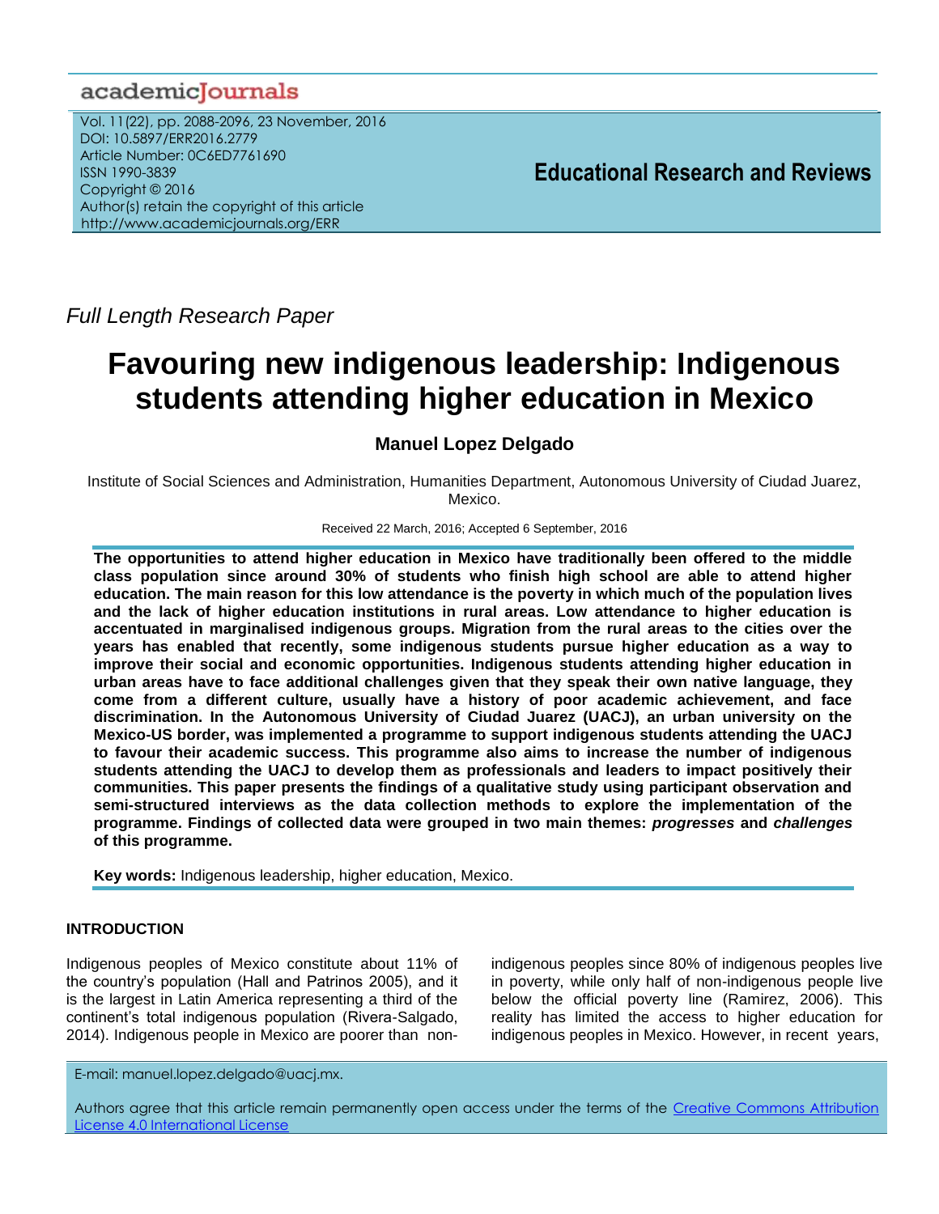*Full Length Research Paper*

# Favouring new indigenous leadership: Indigenous students attending higher education in Mexico

**Manuel Lopez Delgado**

Institute of Social Sciences and Administration, Humanities Department, Autonomous University of Ciudad Juarez, Mexico.

Received 22 March, 2016; Accepted 6 September, 2016

**The opportunities to attend higher education in Mexico have traditionally been offered to the middle class population since around 30% of students who finish high school are able to attend higher education. The main reason for this low attendance is the poverty in which much of the population lives and the lack of higher education institutions in rural areas. Low attendance to higher education is accentuated in marginalised indigenous groups. Migration from the rural areas to the cities over the years has enabled that recently, some indigenous students pursue higher education as a way to improve their social and economic opportunities. Indigenous students attending higher education in urban areas have to face additional challenges given that they speak their own native language, they come from a different culture, usually have a history of poor academic achievement, and face discrimination. In the Autonomous University of Ciudad Juarez (UACJ), an urban university on the Mexico-US border, was implemented a programme to support indigenous students attending the UACJ to favour their academic success. This programme also aims to increase the number of indigenous students attending the UACJ to develop them as professionals and leaders to impact positively their communities. This paper presents the findings of a qualitative study using participant observation and semi-structured interviews as the data collection methods to explore the implementation of the programme. Findings of collected data were grouped in two main themes: *progresses* and *challenges* of this programme.**

**Key words:** Indigenous leadership, higher education, Mexico.

## INTRODUCTION

Indigenous peoples of Mexico constitute about 11% of the country's population (Hall and Patrinos 2005), and it is the largest in Latin America representing a third of the continent's total indigenous population (Rivera-Salgado, 2014). Indigenous people in Mexico are poorer than non-indigenous peoples since 80% of indigenous peoples live in poverty, while only half of non-indigenous people live below the official poverty line (Ramirez, 2006). This reality has limited the access to higher education for indigenous peoples in Mexico. However, in recent years,

E-mail: manuel.lopez.delgado@uacj.mx.

Authors agree that this article remain permanently open access under the terms of the Creative Commons Attribution License 4.0 International License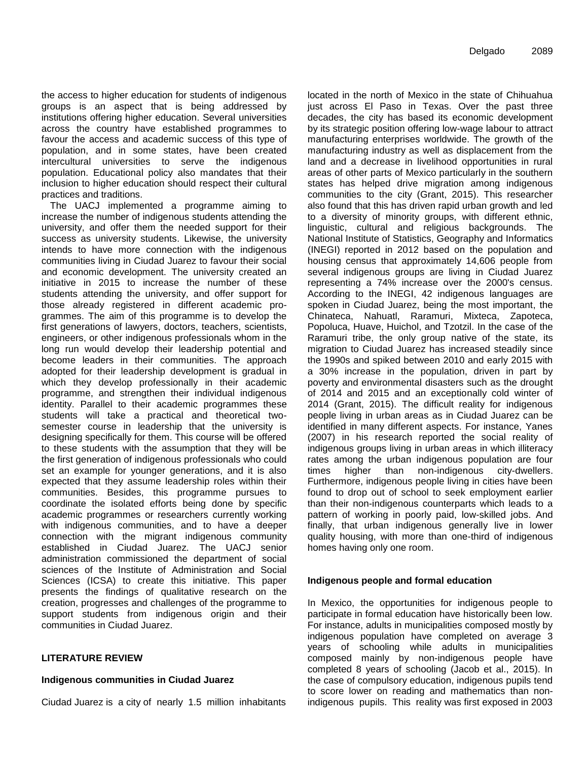the access to higher education for students of indigenous groups is an aspect that is being addressed by institutions offering higher education. Several universities across the country have established programmes to favour the access and academic success of this type of population, and in some states, have been created intercultural universities to serve the indigenous population. Educational policy also mandates that their inclusion to higher education should respect their cultural practices and traditions.

The UACJ implemented a programme aiming to increase the number of indigenous students attending the university, and offer them the needed support for their success as university students. Likewise, the university intends to have more connection with the indigenous communities living in Ciudad Juarez to favour their social and economic development. The university created an initiative in 2015 to increase the number of these students attending the university, and offer support for those already registered in different academic programmes. The aim of this programme is to develop the first generations of lawyers, doctors, teachers, scientists, engineers, or other indigenous professionals whom in the long run would develop their leadership potential and become leaders in their communities. The approach adopted for their leadership development is gradual in which they develop professionally in their academic programme, and strengthen their individual indigenous identity. Parallel to their academic programmes these students will take a practical and theoretical two-semester course in leadership that the university is designing specifically for them. This course will be offered to these students with the assumption that they will be the first generation of indigenous professionals who could set an example for younger generations, and it is also expected that they assume leadership roles within their communities. Besides, this programme pursues to coordinate the isolated efforts being done by specific academic programmes or researchers currently working with indigenous communities, and to have a deeper connection with the migrant indigenous community established in Ciudad Juarez. The UACJ senior administration commissioned the department of social sciences of the Institute of Administration and Social Sciences (ICSA) to create this initiative. This paper presents the findings of qualitative research on the creation, progresses and challenges of the programme to support students from indigenous origin and their communities in Ciudad Juarez.

## LITERATURE REVIEW

### Indigenous communities in Ciudad Juarez

Ciudad Juarez is a city of nearly 1.5 million inhabitants located in the north of Mexico in the state of Chihuahua just across El Paso in Texas. Over the past three decades, the city has based its economic development by its strategic position offering low-wage labour to attract manufacturing enterprises worldwide. The growth of the manufacturing industry as well as displacement from the land and a decrease in livelihood opportunities in rural areas of other parts of Mexico particularly in the southern states has helped drive migration among indigenous communities to the city (Grant, 2015). This researcher also found that this has driven rapid urban growth and led to a diversity of minority groups, with different ethnic, linguistic, cultural and religious backgrounds. The National Institute of Statistics, Geography and Informatics (INEGI) reported in 2012 based on the population and housing census that approximately 14,606 people from several indigenous groups are living in Ciudad Juarez representing a 74% increase over the 2000's census. According to the INEGI, 42 indigenous languages are spoken in Ciudad Juarez, being the most important, the Chinateca, Nahuatl, Raramuri, Mixteca, Zapoteca, Popoluca, Huave, Huichol, and Tzotzil. In the case of the Raramuri tribe, the only group native of the state, its migration to Ciudad Juarez has increased steadily since the 1990s and spiked between 2010 and early 2015 with a 30% increase in the population, driven in part by poverty and environmental disasters such as the drought of 2014 and 2015 and an exceptionally cold winter of 2014 (Grant, 2015). The difficult reality for indigenous people living in urban areas as in Ciudad Juarez can be identified in many different aspects. For instance, Yanes (2007) in his research reported the social reality of indigenous groups living in urban areas in which illiteracy rates among the urban indigenous population are four times higher than non-indigenous city-dwellers. Furthermore, indigenous people living in cities have been found to drop out of school to seek employment earlier than their non-indigenous counterparts which leads to a pattern of working in poorly paid, low-skilled jobs. And finally, that urban indigenous generally live in lower quality housing, with more than one-third of indigenous homes having only one room.

### Indigenous people and formal education

In Mexico, the opportunities for indigenous people to participate in formal education have historically been low. For instance, adults in municipalities composed mostly by indigenous population have completed on average 3 years of schooling while adults in municipalities composed mainly by non-indigenous people have completed 8 years of schooling (Jacob et al., 2015). In the case of compulsory education, indigenous pupils tend to score lower on reading and mathematics than non-indigenous pupils. This reality was first exposed in 2003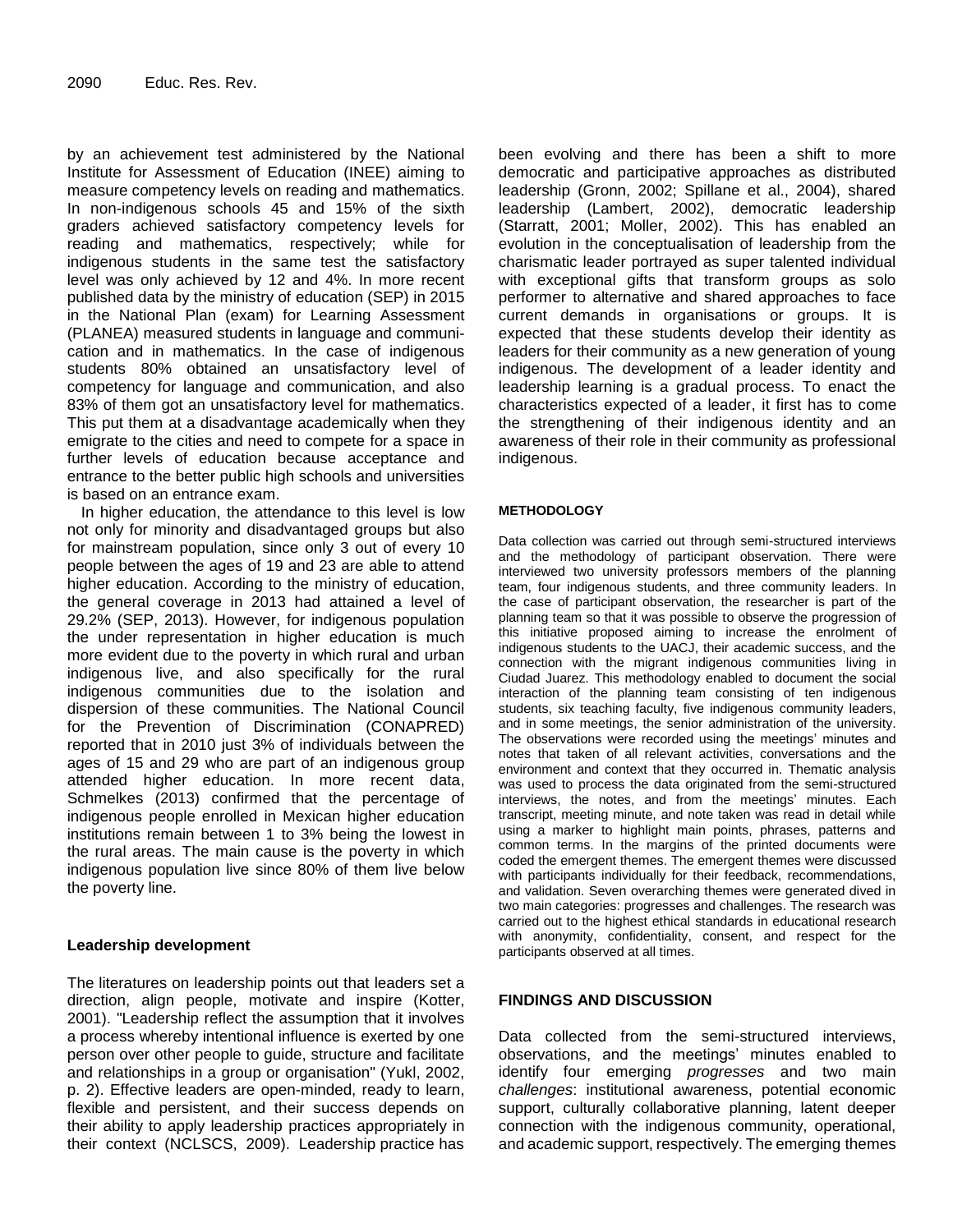by an achievement test administered by the National Institute for Assessment of Education (INEE) aiming to measure competency levels on reading and mathematics. In non-indigenous schools 45 and 15% of the sixth graders achieved satisfactory competency levels for reading and mathematics, respectively; while for indigenous students in the same test the satisfactory level was only achieved by 12 and 4%. In more recent published data by the ministry of education (SEP) in 2015 in the National Plan (exam) for Learning Assessment (PLANEA) measured students in language and communication and in mathematics. In the case of indigenous students 80% obtained an unsatisfactory level of competency for language and communication, and also 83% of them got an unsatisfactory level for mathematics. This put them at a disadvantage academically when they emigrate to the cities and need to compete for a space in further levels of education because acceptance and entrance to the better public high schools and universities is based on an entrance exam.

In higher education, the attendance to this level is low not only for minority and disadvantaged groups but also for mainstream population, since only 3 out of every 10 people between the ages of 19 and 23 are able to attend higher education. According to the ministry of education, the general coverage in 2013 had attained a level of 29.2% (SEP, 2013). However, for indigenous population the under representation in higher education is much more evident due to the poverty in which rural and urban indigenous live, and also specifically for the rural indigenous communities due to the isolation and dispersion of these communities. The National Council for the Prevention of Discrimination (CONAPRED) reported that in 2010 just 3% of individuals between the ages of 15 and 29 who are part of an indigenous group attended higher education. In more recent data, Schmelkes (2013) confirmed that the percentage of indigenous people enrolled in Mexican higher education institutions remain between 1 to 3% being the lowest in the rural areas. The main cause is the poverty in which indigenous population live since 80% of them live below the poverty line.

### Leadership development

The literatures on leadership points out that leaders set a direction, align people, motivate and inspire (Kotter, 2001). "Leadership reflect the assumption that it involves a process whereby intentional influence is exerted by one person over other people to guide, structure and facilitate and relationships in a group or organisation" (Yukl, 2002, p. 2). Effective leaders are open-minded, ready to learn, flexible and persistent, and their success depends on their ability to apply leadership practices appropriately in their context (NCLSCS, 2009). Leadership practice has been evolving and there has been a shift to more democratic and participative approaches as distributed leadership (Gronn, 2002; Spillane et al., 2004), shared leadership (Lambert, 2002), democratic leadership (Starratt, 2001; Moller, 2002). This has enabled an evolution in the conceptualisation of leadership from the charismatic leader portrayed as super talented individual with exceptional gifts that transform groups as solo performer to alternative and shared approaches to face current demands in organisations or groups. It is expected that these students develop their identity as leaders for their community as a new generation of young indigenous. The development of a leader identity and leadership learning is a gradual process. To enact the characteristics expected of a leader, it first has to come the strengthening of their indigenous identity and an awareness of their role in their community as professional indigenous.

## METHODOLOGY

Data collection was carried out through semi-structured interviews and the methodology of participant observation. There were interviewed two university professors members of the planning team, four indigenous students, and three community leaders. In the case of participant observation, the researcher is part of the planning team so that it was possible to observe the progression of this initiative proposed aiming to increase the enrolment of indigenous students to the UACJ, their academic success, and the connection with the migrant indigenous communities living in Ciudad Juarez. This methodology enabled to document the social interaction of the planning team consisting of ten indigenous students, six teaching faculty, five indigenous community leaders, and in some meetings, the senior administration of the university. The observations were recorded using the meetings' minutes and notes that taken of all relevant activities, conversations and the environment and context that they occurred in. Thematic analysis was used to process the data originated from the semi-structured interviews, the notes, and from the meetings' minutes. Each transcript, meeting minute, and note taken was read in detail while using a marker to highlight main points, phrases, patterns and common terms. In the margins of the printed documents were coded the emergent themes. The emergent themes were discussed with participants individually for their feedback, recommendations, and validation. Seven overarching themes were generated dived in two main categories: progresses and challenges. The research was carried out to the highest ethical standards in educational research with anonymity, confidentiality, consent, and respect for the participants observed at all times.

## FINDINGS AND DISCUSSION

Data collected from the semi-structured interviews, observations, and the meetings' minutes enabled to identify four emerging *progresses* and two main *challenges*: institutional awareness, potential economic support, culturally collaborative planning, latent deeper connection with the indigenous community, operational, and academic support, respectively. The emerging themes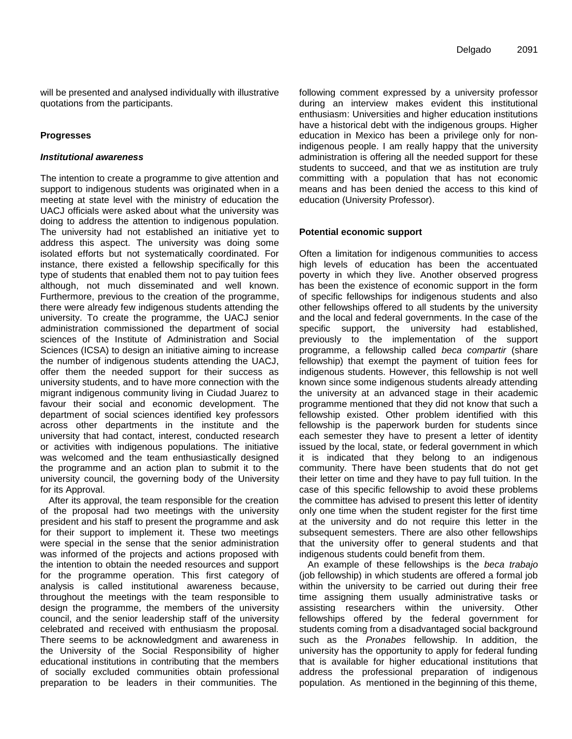will be presented and analysed individually with illustrative quotations from the participants.

## Progresses

### *Institutional awareness*

The intention to create a programme to give attention and support to indigenous students was originated when in a meeting at state level with the ministry of education the UACJ officials were asked about what the university was doing to address the attention to indigenous population. The university had not established an initiative yet to address this aspect. The university was doing some isolated efforts but not systematically coordinated. For instance, there existed a fellowship specifically for this type of students that enabled them not to pay tuition fees although, not much disseminated and well known. Furthermore, previous to the creation of the programme, there were already few indigenous students attending the university. To create the programme, the UACJ senior administration commissioned the department of social sciences of the Institute of Administration and Social Sciences (ICSA) to design an initiative aiming to increase the number of indigenous students attending the UACJ, offer them the needed support for their success as university students, and to have more connection with the migrant indigenous community living in Ciudad Juarez to favour their social and economic development. The department of social sciences identified key professors across other departments in the institute and the university that had contact, interest, conducted research or activities with indigenous populations. The initiative was welcomed and the team enthusiastically designed the programme and an action plan to submit it to the university council, the governing body of the University for its Approval.

After its approval, the team responsible for the creation of the proposal had two meetings with the university president and his staff to present the programme and ask for their support to implement it. These two meetings were special in the sense that the senior administration was informed of the projects and actions proposed with the intention to obtain the needed resources and support for the programme operation. This first category of analysis is called institutional awareness because, throughout the meetings with the team responsible to design the programme, the members of the university council, and the senior leadership staff of the university celebrated and received with enthusiasm the proposal. There seems to be acknowledgment and awareness in the University of the Social Responsibility of higher educational institutions in contributing that the members of socially excluded communities obtain professional preparation to be leaders in their communities. The following comment expressed by a university professor during an interview makes evident this institutional enthusiasm: Universities and higher education institutions have a historical debt with the indigenous groups. Higher education in Mexico has been a privilege only for non-indigenous people. I am really happy that the university administration is offering all the needed support for these students to succeed, and that we as institution are truly committing with a population that has not economic means and has been denied the access to this kind of education (University Professor).

## Potential economic support

Often a limitation for indigenous communities to access high levels of education has been the accentuated poverty in which they live. Another observed progress has been the existence of economic support in the form of specific fellowships for indigenous students and also other fellowships offered to all students by the university and the local and federal governments. In the case of the specific support, the university had established, previously to the implementation of the support programme, a fellowship called *beca compartir* (share fellowship) that exempt the payment of tuition fees for indigenous students. However, this fellowship is not well known since some indigenous students already attending the university at an advanced stage in their academic programme mentioned that they did not know that such a fellowship existed. Other problem identified with this fellowship is the paperwork burden for students since each semester they have to present a letter of identity issued by the local, state, or federal government in which it is indicated that they belong to an indigenous community. There have been students that do not get their letter on time and they have to pay full tuition. In the case of this specific fellowship to avoid these problems the committee has advised to present this letter of identity only one time when the student register for the first time at the university and do not require this letter in the subsequent semesters. There are also other fellowships that the university offer to general students and that indigenous students could benefit from them.

An example of these fellowships is the *beca trabajo* (job fellowship) in which students are offered a formal job within the university to be carried out during their free time assigning them usually administrative tasks or assisting researchers within the university. Other fellowships offered by the federal government for students coming from a disadvantaged social background such as the *Pronabes* fellowship. In addition, the university has the opportunity to apply for federal funding that is available for higher educational institutions that address the professional preparation of indigenous population. As mentioned in the beginning of this theme,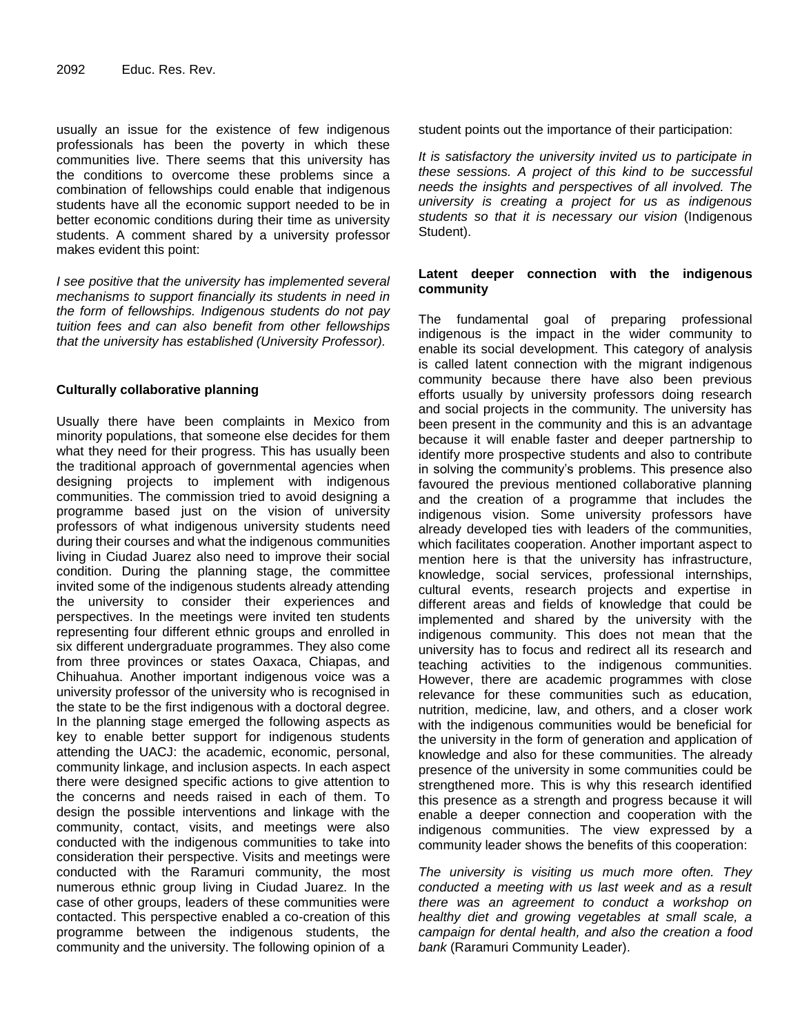usually an issue for the existence of few indigenous professionals has been the poverty in which these communities live. There seems that this university has the conditions to overcome these problems since a combination of fellowships could enable that indigenous students have all the economic support needed to be in better economic conditions during their time as university students. A comment shared by a university professor makes evident this point:

*I see positive that the university has implemented several mechanisms to support financially its students in need in the form of fellowships. Indigenous students do not pay tuition fees and can also benefit from other fellowships that the university has established (University Professor).*

**Culturally collaborative planning**

Usually there have been complaints in Mexico from minority populations, that someone else decides for them what they need for their progress. This has usually been the traditional approach of governmental agencies when designing projects to implement with indigenous communities. The commission tried to avoid designing a programme based just on the vision of university professors of what indigenous university students need during their courses and what the indigenous communities living in Ciudad Juarez also need to improve their social condition. During the planning stage, the committee invited some of the indigenous students already attending the university to consider their experiences and perspectives. In the meetings were invited ten students representing four different ethnic groups and enrolled in six different undergraduate programmes. They also come from three provinces or states Oaxaca, Chiapas, and Chihuahua. Another important indigenous voice was a university professor of the university who is recognised in the state to be the first indigenous with a doctoral degree. In the planning stage emerged the following aspects as key to enable better support for indigenous students attending the UACJ: the academic, economic, personal, community linkage, and inclusion aspects. In each aspect there were designed specific actions to give attention to the concerns and needs raised in each of them. To design the possible interventions and linkage with the community, contact, visits, and meetings were also conducted with the indigenous communities to take into consideration their perspective. Visits and meetings were conducted with the Raramuri community, the most numerous ethnic group living in Ciudad Juarez. In the case of other groups, leaders of these communities were contacted. This perspective enabled a co-creation of this programme between the indigenous students, the community and the university. The following opinion of a student points out the importance of their participation:

*It is satisfactory the university invited us to participate in these sessions. A project of this kind to be successful needs the insights and perspectives of all involved. The university is creating a project for us as indigenous students so that it is necessary our vision* (Indigenous Student).

**Latent deeper connection with the indigenous community**

The fundamental goal of preparing professional indigenous is the impact in the wider community to enable its social development. This category of analysis is called latent connection with the migrant indigenous community because there have also been previous efforts usually by university professors doing research and social projects in the community. The university has been present in the community and this is an advantage because it will enable faster and deeper partnership to identify more prospective students and also to contribute in solving the community's problems. This presence also favoured the previous mentioned collaborative planning and the creation of a programme that includes the indigenous vision. Some university professors have already developed ties with leaders of the communities, which facilitates cooperation. Another important aspect to mention here is that the university has infrastructure, knowledge, social services, professional internships, cultural events, research projects and expertise in different areas and fields of knowledge that could be implemented and shared by the university with the indigenous community. This does not mean that the university has to focus and redirect all its research and teaching activities to the indigenous communities. However, there are academic programmes with close relevance for these communities such as education, nutrition, medicine, law, and others, and a closer work with the indigenous communities would be beneficial for the university in the form of generation and application of knowledge and also for these communities. The already presence of the university in some communities could be strengthened more. This is why this research identified this presence as a strength and progress because it will enable a deeper connection and cooperation with the indigenous communities. The view expressed by a community leader shows the benefits of this cooperation:

*The university is visiting us much more often. They conducted a meeting with us last week and as a result there was an agreement to conduct a workshop on healthy diet and growing vegetables at small scale, a campaign for dental health, and also the creation a food bank* (Raramuri Community Leader).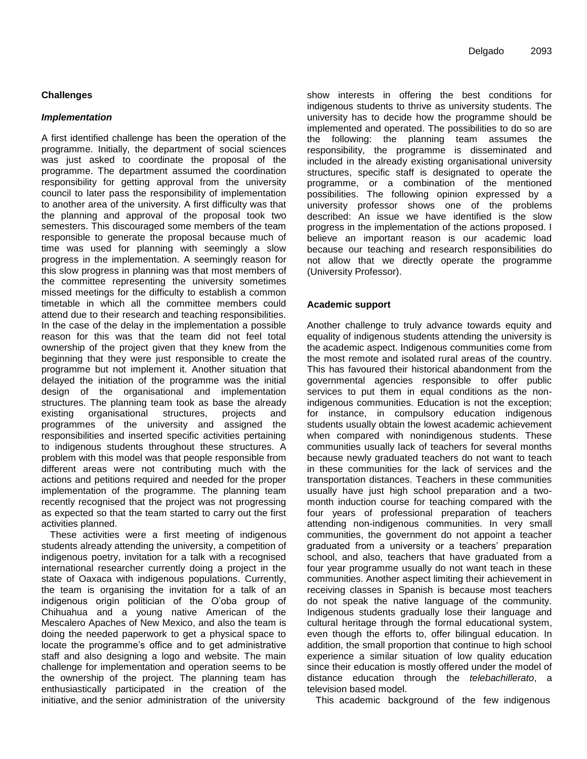## Challenges

### *Implementation*

A first identified challenge has been the operation of the programme. Initially, the department of social sciences was just asked to coordinate the proposal of the programme. The department assumed the coordination responsibility for getting approval from the university council to later pass the responsibility of implementation to another area of the university. A first difficulty was that the planning and approval of the proposal took two semesters. This discouraged some members of the team responsible to generate the proposal because much of time was used for planning with seemingly a slow progress in the implementation. A seemingly reason for this slow progress in planning was that most members of the committee representing the university sometimes missed meetings for the difficulty to establish a common timetable in which all the committee members could attend due to their research and teaching responsibilities. In the case of the delay in the implementation a possible reason for this was that the team did not feel total ownership of the project given that they knew from the beginning that they were just responsible to create the programme but not implement it. Another situation that delayed the initiation of the programme was the initial design of the organisational and implementation structures. The planning team took as base the already existing organisational structures, projects and programmes of the university and assigned the responsibilities and inserted specific activities pertaining to indigenous students throughout these structures. A problem with this model was that people responsible from different areas were not contributing much with the actions and petitions required and needed for the proper implementation of the programme. The planning team recently recognised that the project was not progressing as expected so that the team started to carry out the first activities planned.

These activities were a first meeting of indigenous students already attending the university, a competition of indigenous poetry, invitation for a talk with a recognised international researcher currently doing a project in the state of Oaxaca with indigenous populations. Currently, the team is organising the invitation for a talk of an indigenous origin politician of the O'oba group of Chihuahua and a young native American of the Mescalero Apaches of New Mexico, and also the team is doing the needed paperwork to get a physical space to locate the programme's office and to get administrative staff and also designing a logo and website. The main challenge for implementation and operation seems to be the ownership of the project. The planning team has enthusiastically participated in the creation of the initiative, and the senior administration of the university show interests in offering the best conditions for indigenous students to thrive as university students. The university has to decide how the programme should be implemented and operated. The possibilities to do so are the following: the planning team assumes the responsibility, the programme is disseminated and included in the already existing organisational university structures, specific staff is designated to operate the programme, or a combination of the mentioned possibilities. The following opinion expressed by a university professor shows one of the problems described: An issue we have identified is the slow progress in the implementation of the actions proposed. I believe an important reason is our academic load because our teaching and research responsibilities do not allow that we directly operate the programme (University Professor).

## Academic support

Another challenge to truly advance towards equity and equality of indigenous students attending the university is the academic aspect. Indigenous communities come from the most remote and isolated rural areas of the country. This has favoured their historical abandonment from the governmental agencies responsible to offer public services to put them in equal conditions as the non-indigenous communities. Education is not the exception; for instance, in compulsory education indigenous students usually obtain the lowest academic achievement when compared with nonindigenous students. These communities usually lack of teachers for several months because newly graduated teachers do not want to teach in these communities for the lack of services and the transportation distances. Teachers in these communities usually have just high school preparation and a two-month induction course for teaching compared with the four years of professional preparation of teachers attending non-indigenous communities. In very small communities, the government do not appoint a teacher graduated from a university or a teachers' preparation school, and also, teachers that have graduated from a four year programme usually do not want teach in these communities. Another aspect limiting their achievement in receiving classes in Spanish is because most teachers do not speak the native language of the community. Indigenous students gradually lose their language and cultural heritage through the formal educational system, even though the efforts to, offer bilingual education. In addition, the small proportion that continue to high school experience a similar situation of low quality education since their education is mostly offered under the model of distance education through the *telebachillerato*, a television based model.

This academic background of the few indigenous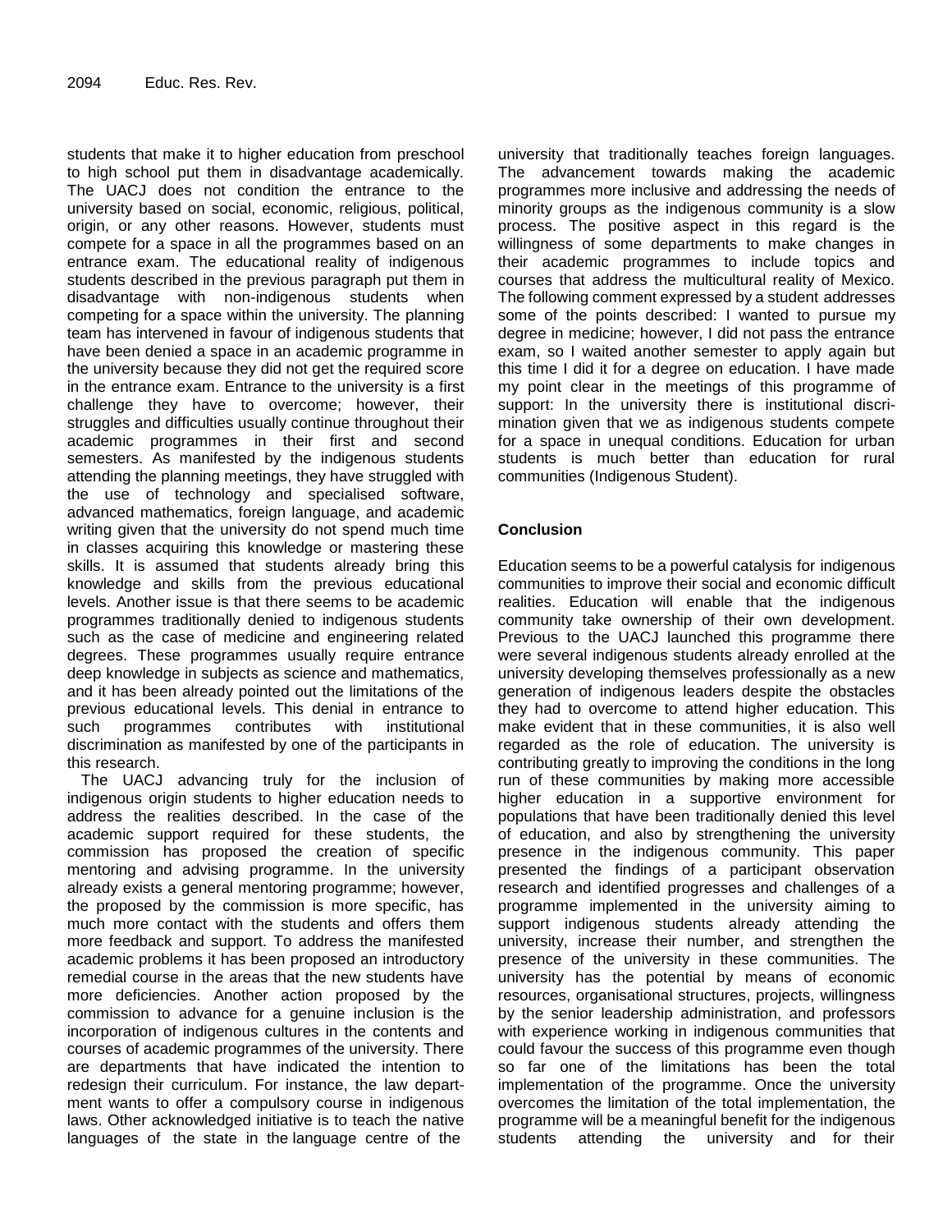students that make it to higher education from preschool to high school put them in disadvantage academically. The UACJ does not condition the entrance to the university based on social, economic, religious, political, origin, or any other reasons. However, students must compete for a space in all the programmes based on an entrance exam. The educational reality of indigenous students described in the previous paragraph put them in disadvantage with non-indigenous students when competing for a space within the university. The planning team has intervened in favour of indigenous students that have been denied a space in an academic programme in the university because they did not get the required score in the entrance exam. Entrance to the university is a first challenge they have to overcome; however, their struggles and difficulties usually continue throughout their academic programmes in their first and second semesters. As manifested by the indigenous students attending the planning meetings, they have struggled with the use of technology and specialised software, advanced mathematics, foreign language, and academic writing given that the university do not spend much time in classes acquiring this knowledge or mastering these skills. It is assumed that students already bring this knowledge and skills from the previous educational levels. Another issue is that there seems to be academic programmes traditionally denied to indigenous students such as the case of medicine and engineering related degrees. These programmes usually require entrance deep knowledge in subjects as science and mathematics, and it has been already pointed out the limitations of the previous educational levels. This denial in entrance to such programmes contributes with institutional discrimination as manifested by one of the participants in this research.

The UACJ advancing truly for the inclusion of indigenous origin students to higher education needs to address the realities described. In the case of the academic support required for these students, the commission has proposed the creation of specific mentoring and advising programme. In the university already exists a general mentoring programme; however, the proposed by the commission is more specific, has much more contact with the students and offers them more feedback and support. To address the manifested academic problems it has been proposed an introductory remedial course in the areas that the new students have more deficiencies. Another action proposed by the commission to advance for a genuine inclusion is the incorporation of indigenous cultures in the contents and courses of academic programmes of the university. There are departments that have indicated the intention to redesign their curriculum. For instance, the law department wants to offer a compulsory course in indigenous laws. Other acknowledged initiative is to teach the native languages of the state in the language centre of the university that traditionally teaches foreign languages. The advancement towards making the academic programmes more inclusive and addressing the needs of minority groups as the indigenous community is a slow process. The positive aspect in this regard is the willingness of some departments to make changes in their academic programmes to include topics and courses that address the multicultural reality of Mexico. The following comment expressed by a student addresses some of the points described: I wanted to pursue my degree in medicine; however, I did not pass the entrance exam, so I waited another semester to apply again but this time I did it for a degree on education. I have made my point clear in the meetings of this programme of support: In the university there is institutional discrimination given that we as indigenous students compete for a space in unequal conditions. Education for urban students is much better than education for rural communities (Indigenous Student).

## Conclusion

Education seems to be a powerful catalysis for indigenous communities to improve their social and economic difficult realities. Education will enable that the indigenous community take ownership of their own development. Previous to the UACJ launched this programme there were several indigenous students already enrolled at the university developing themselves professionally as a new generation of indigenous leaders despite the obstacles they had to overcome to attend higher education. This make evident that in these communities, it is also well regarded as the role of education. The university is contributing greatly to improving the conditions in the long run of these communities by making more accessible higher education in a supportive environment for populations that have been traditionally denied this level of education, and also by strengthening the university presence in the indigenous community. This paper presented the findings of a participant observation research and identified progresses and challenges of a programme implemented in the university aiming to support indigenous students already attending the university, increase their number, and strengthen the presence of the university in these communities. The university has the potential by means of economic resources, organisational structures, projects, willingness by the senior leadership administration, and professors with experience working in indigenous communities that could favour the success of this programme even though so far one of the limitations has been the total implementation of the programme. Once the university overcomes the limitation of the total implementation, the programme will be a meaningful benefit for the indigenous students attending the university and for their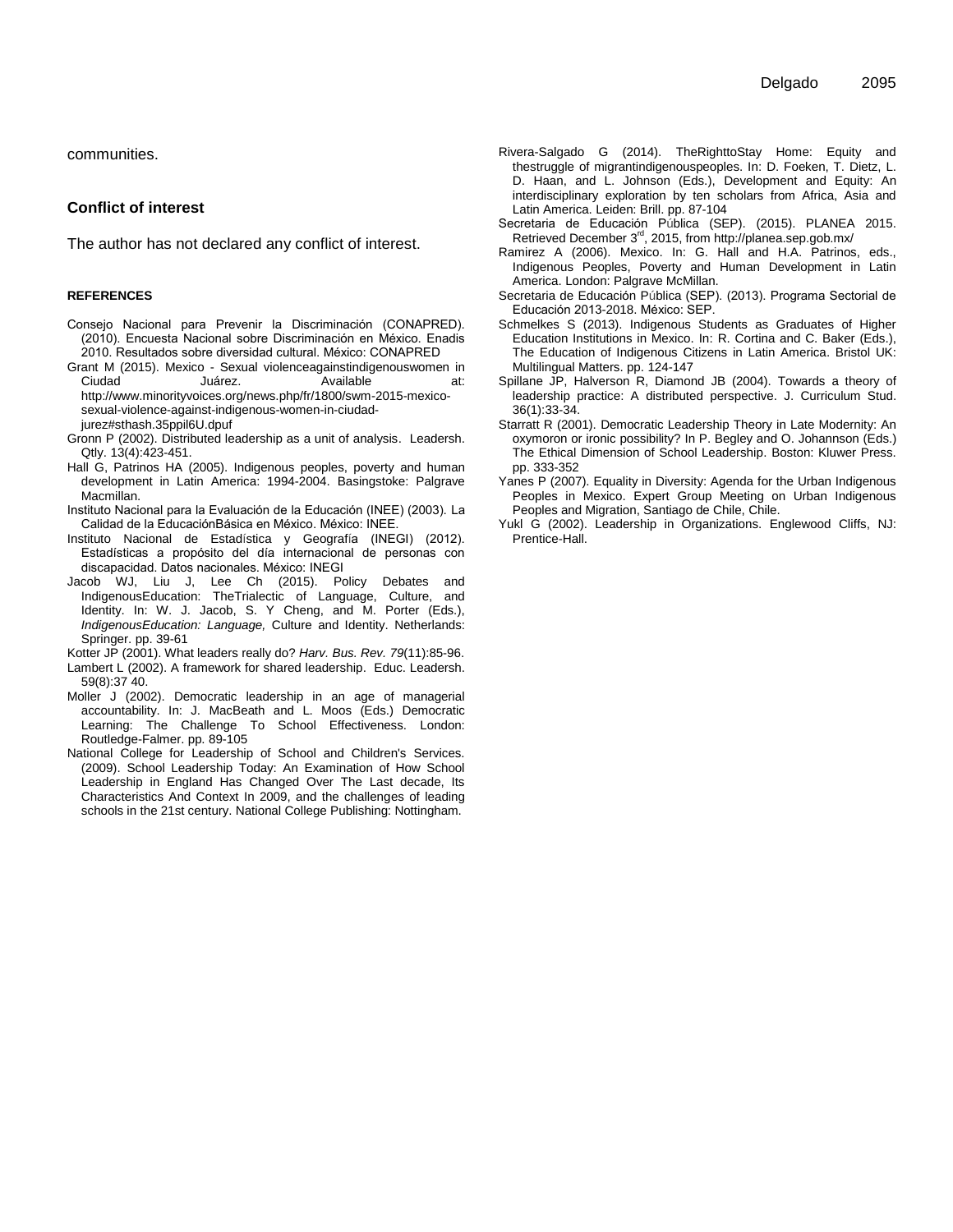communities.

## Conflict of interest

The author has not declared any conflict of interest.

### REFERENCES

Consejo Nacional para Prevenir la Discriminación (CONAPRED). (2010). Encuesta Nacional sobre Discriminación en México. Enadis 2010. Resultados sobre diversidad cultural. México: CONAPRED

Grant M (2015). Mexico - Sexual violenceagainstindigenouswomen in Ciudad Juárez. Available at: http://www.minorityvoices.org/news.php/fr/1800/swm-2015-mexico-sexual-violence-against-indigenous-women-in-ciudad-jurez#sthash.35ppil6U.dpuf

Gronn P (2002). Distributed leadership as a unit of analysis. Leadersh. Qtly. 13(4):423-451.

Hall G, Patrinos HA (2005). Indigenous peoples, poverty and human development in Latin America: 1994-2004. Basingstoke: Palgrave Macmillan.

Instituto Nacional para la Evaluación de la Educación (INEE) (2003). La Calidad de la EducaciónBásica en México. México: INEE.

Instituto Nacional de Estadística y Geografía (INEGI) (2012). Estadísticas a propósito del día internacional de personas con discapacidad. Datos nacionales. México: INEGI

Jacob WJ, Liu J, Lee Ch (2015). Policy Debates and IndigenousEducation: TheTrialectic of Language, Culture, and Identity. In: W. J. Jacob, S. Y Cheng, and M. Porter (Eds.), *IndigenousEducation: Language,* Culture and Identity. Netherlands: Springer. pp. 39-61

Kotter JP (2001). What leaders really do? *Harv. Bus. Rev. 79*(11):85-96.

Lambert L (2002). A framework for shared leadership. Educ. Leadersh. 59(8):37 40.

Moller J (2002). Democratic leadership in an age of managerial accountability. In: J. MacBeath and L. Moos (Eds.) Democratic Learning: The Challenge To School Effectiveness. London: Routledge-Falmer. pp. 89-105

National College for Leadership of School and Children's Services. (2009). School Leadership Today: An Examination of How School Leadership in England Has Changed Over The Last decade, Its Characteristics And Context In 2009, and the challenges of leading schools in the 21st century. National College Publishing: Nottingham.

Rivera-Salgado G (2014). TheRighttoStay Home: Equity and thestruggle of migrantindigenouspeoples. In: D. Foeken, T. Dietz, L. D. Haan, and L. Johnson (Eds.), Development and Equity: An interdisciplinary exploration by ten scholars from Africa, Asia and Latin America. Leiden: Brill. pp. 87-104

Secretaria de Educación Pública (SEP). (2015). PLANEA 2015. Retrieved December 3rd, 2015, from http://planea.sep.gob.mx/

Ramirez A (2006). Mexico. In: G. Hall and H.A. Patrinos, eds., Indigenous Peoples, Poverty and Human Development in Latin America. London: Palgrave McMillan.

Secretaria de Educación Pública (SEP). (2013). Programa Sectorial de Educación 2013-2018. México: SEP.

Schmelkes S (2013). Indigenous Students as Graduates of Higher Education Institutions in Mexico. In: R. Cortina and C. Baker (Eds.), The Education of Indigenous Citizens in Latin America. Bristol UK: Multilingual Matters. pp. 124-147

Spillane JP, Halverson R, Diamond JB (2004). Towards a theory of leadership practice: A distributed perspective. J. Curriculum Stud. 36(1):33-34.

Starratt R (2001). Democratic Leadership Theory in Late Modernity: An oxymoron or ironic possibility? In P. Begley and O. Johannson (Eds.) The Ethical Dimension of School Leadership. Boston: Kluwer Press. pp. 333-352

Yanes P (2007). Equality in Diversity: Agenda for the Urban Indigenous Peoples in Mexico. Expert Group Meeting on Urban Indigenous Peoples and Migration, Santiago de Chile, Chile.

Yukl G (2002). Leadership in Organizations. Englewood Cliffs, NJ: Prentice-Hall.